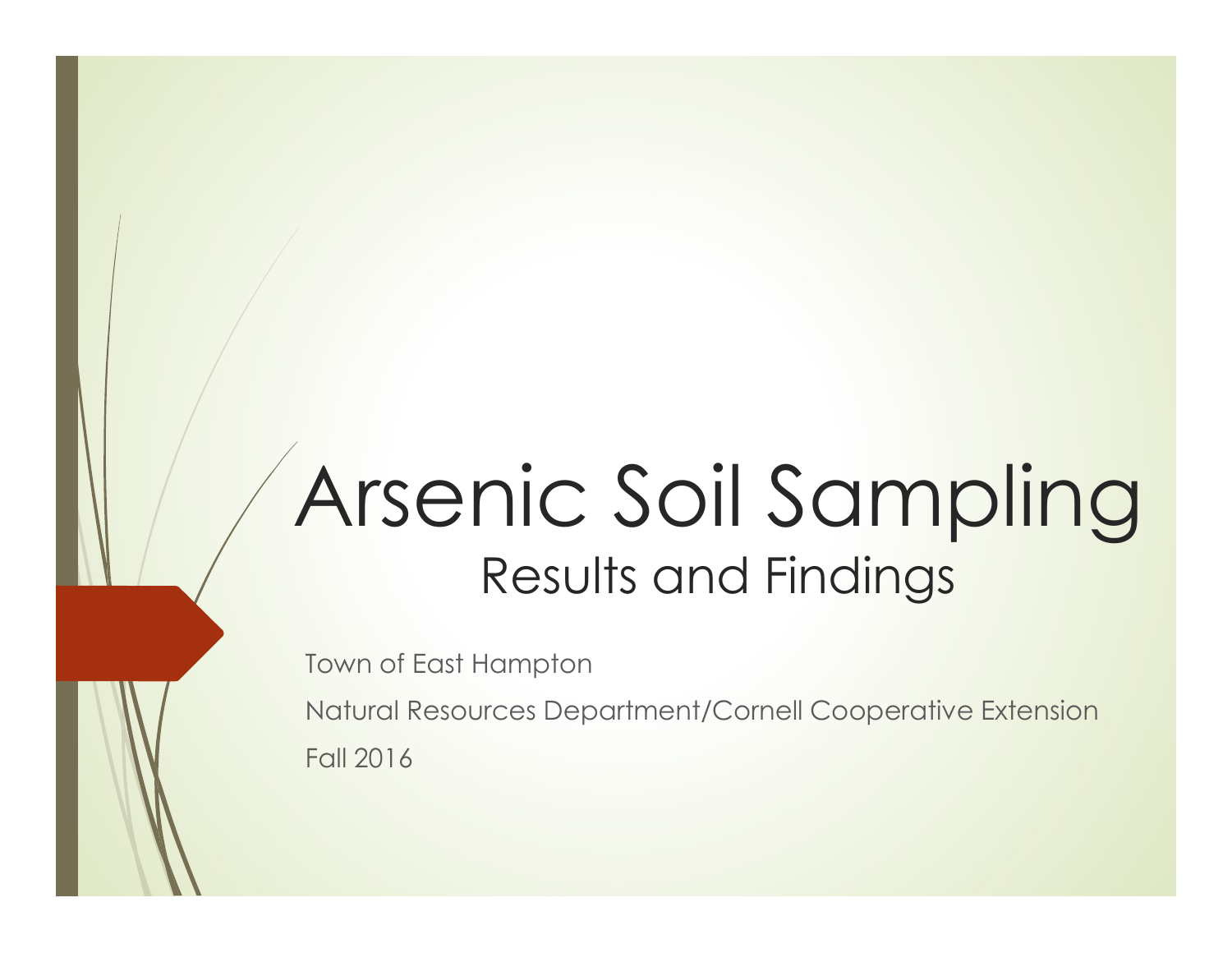# Arsenic Soil Sampling

## Results and Findings

Town of East Hampton

Natural Resources Department/Cornell Cooperative Extension

Fall 2016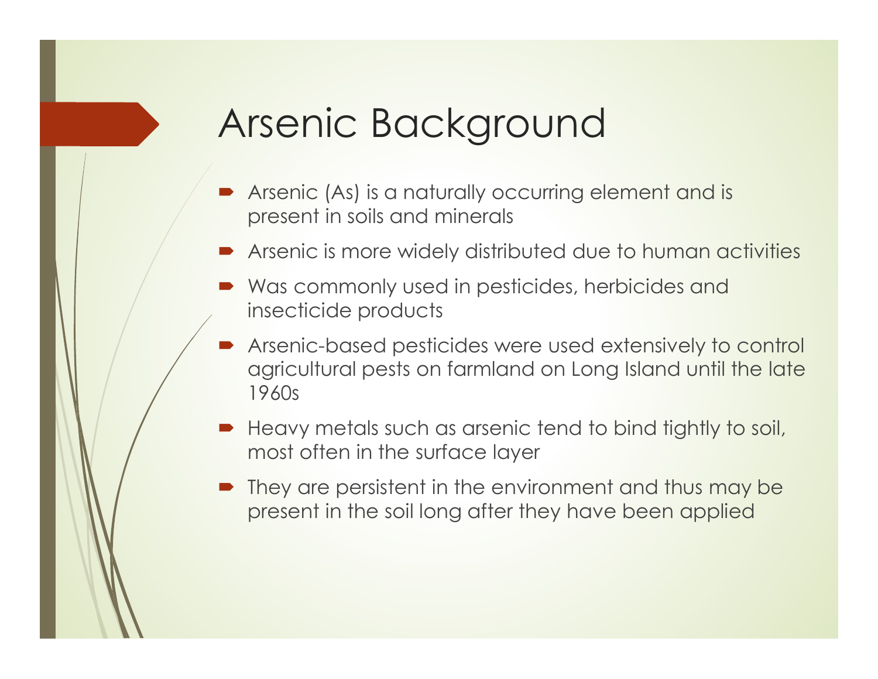# Arsenic Background

- Arsenic (As) is a naturally occurring element and is present in soils and minerals
- Arsenic is more widely distributed due to human activities
- Was commonly used in pesticides, herbicides and insecticide products
- Arsenic-based pesticides were used extensively to control agricultural pests on farmland on Long Island until the late 1960s
- Heavy metals such as arsenic tend to bind tightly to soil, most often in the surface layer
- They are persistent in the environment and thus may be present in the soil long after they have been applied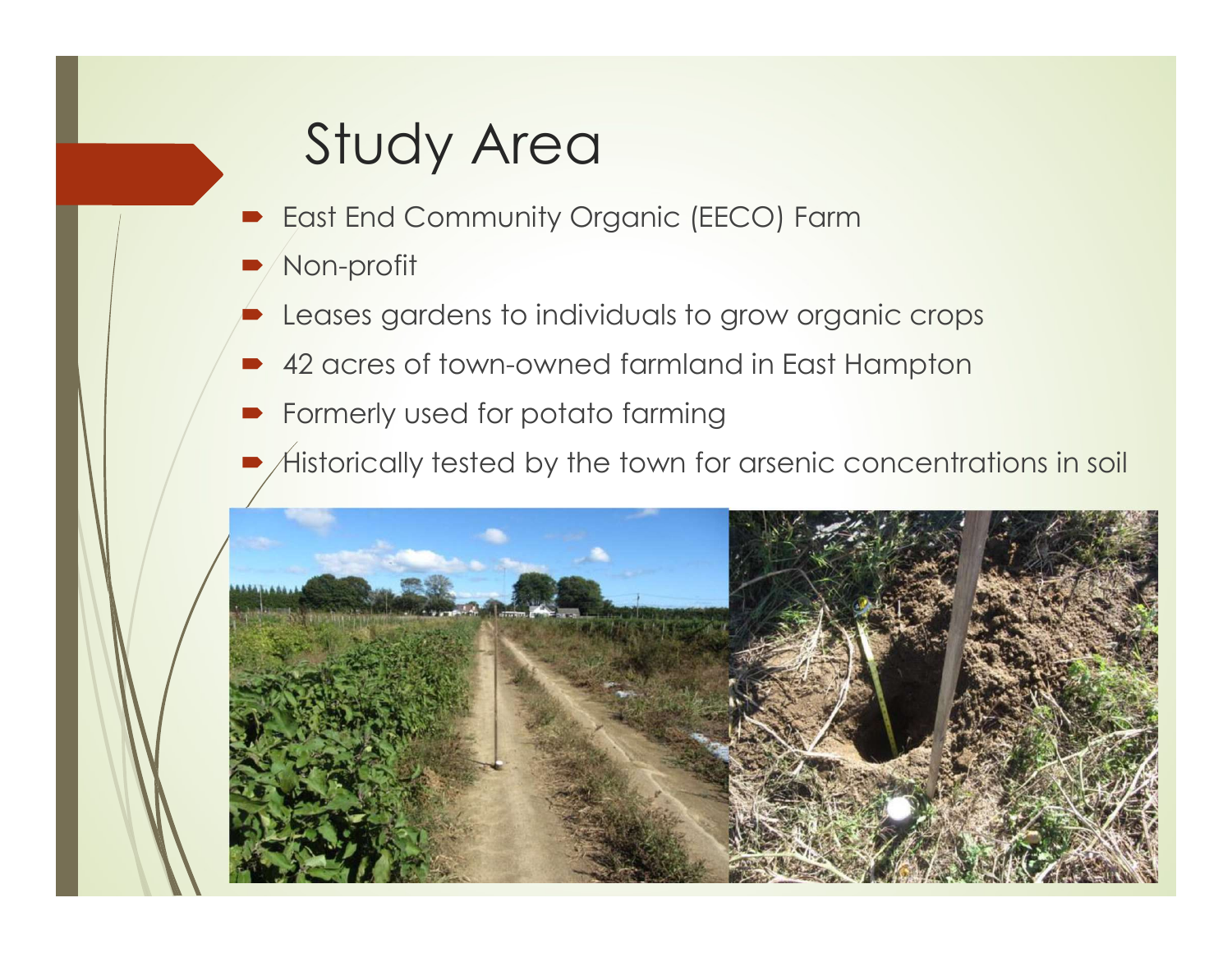# Study Area

- East End Community Organic (EECO) Farm
- Non-profit
- Leases gardens to individuals to grow organic crops
- 42 acres of town-owned farmland in East Hampton
- Formerly used for potato farming
- Historically tested by the town for arsenic concentrations in soil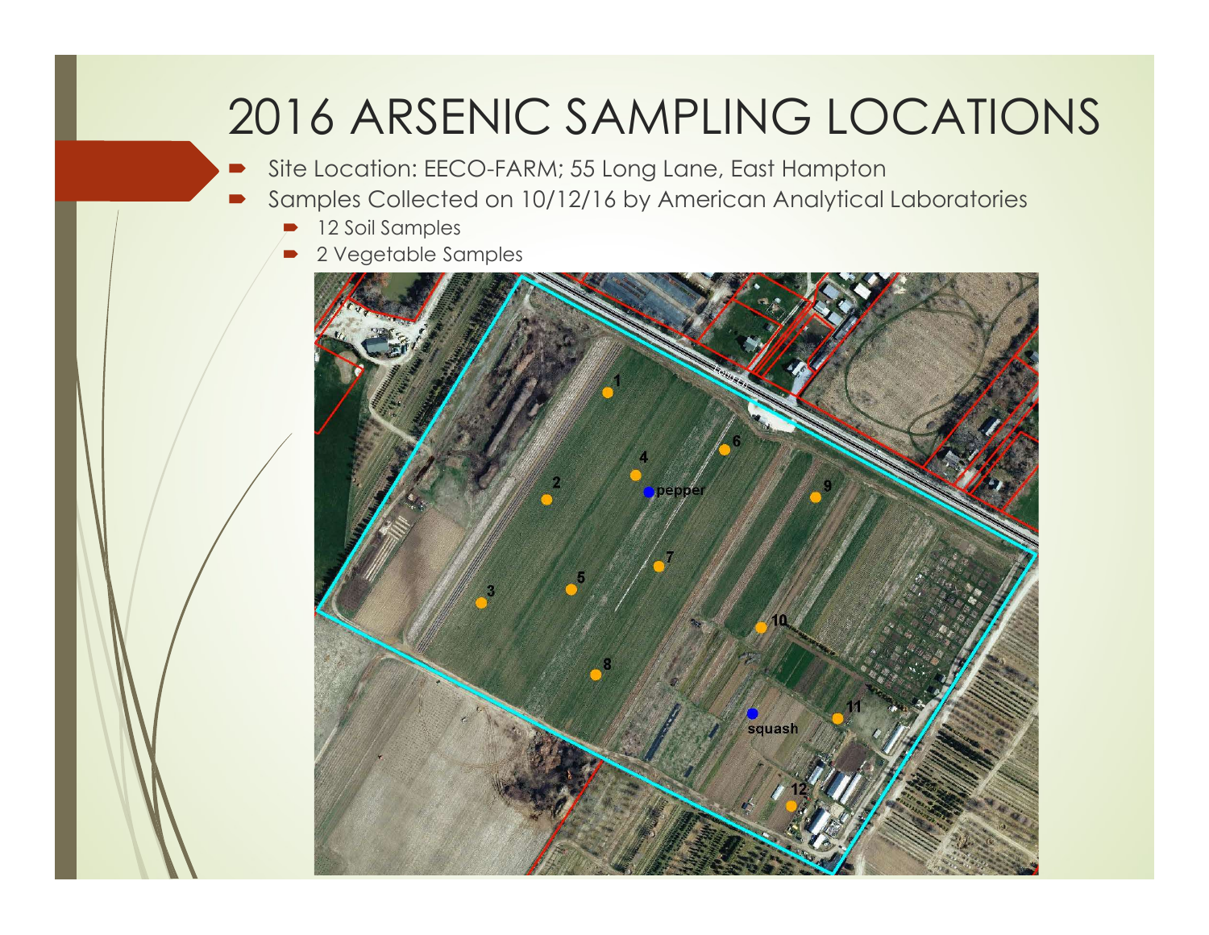# 2016 ARSENIC SAMPLING LOCATIONS

- Site Location: EECO-FARM; 55 Long Lane, East Hampton
- Samples Collected on 10/12/16 by American Analytical Laboratories
  - 12 Soil Samples
  - 2 Vegetable Samples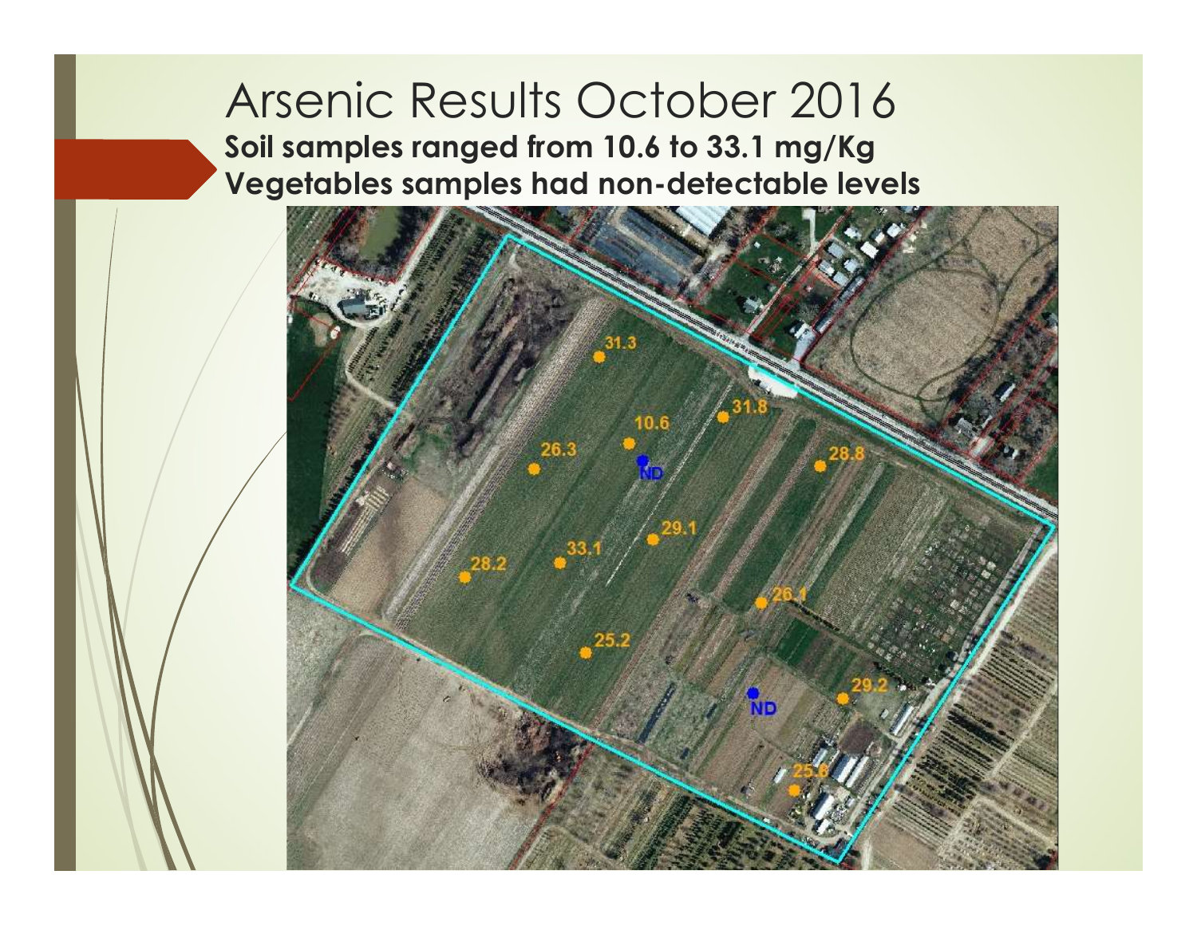# Arsenic Results October 2016

**Soil samples ranged from 10.6 to 33.1 mg/Kg**
**Vegetables samples had non-detectable levels**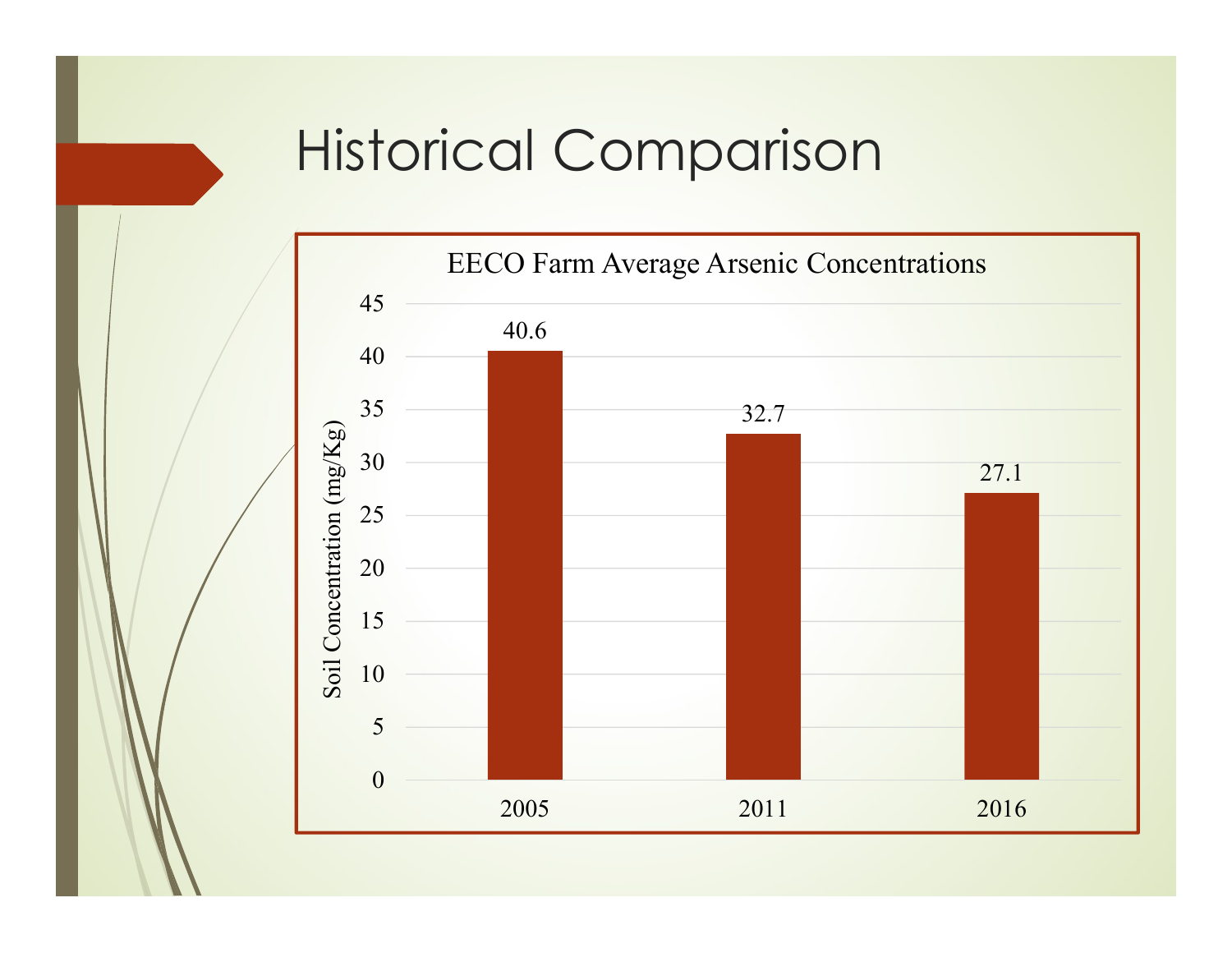# Historical Comparison

EECO Farm Average Arsenic Concentrations

| Year | Soil Concentration (mg/Kg) |
|---|---|
| 2005 | 40.6 |
| 2011 | 32.7 |
| 2016 | 27.1 |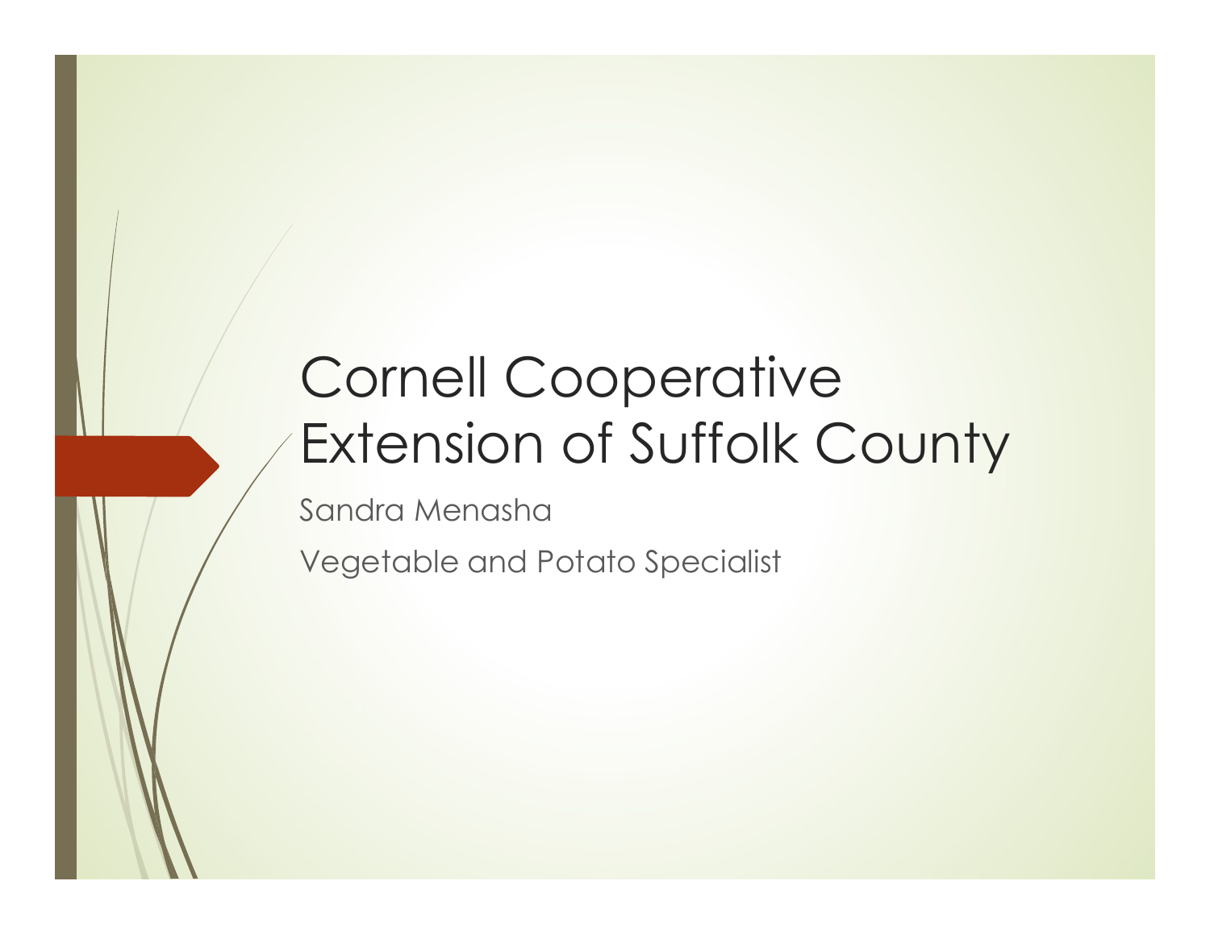# Cornell Cooperative Extension of Suffolk County

Sandra Menasha

Vegetable and Potato Specialist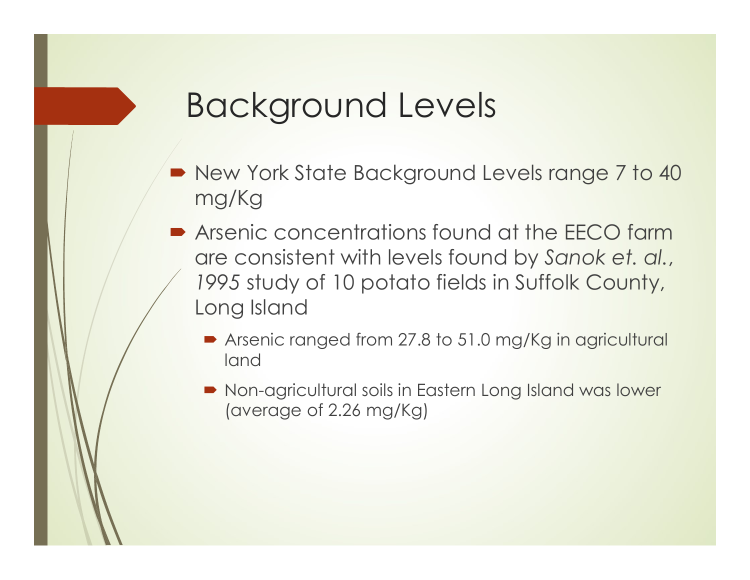# Background Levels

- New York State Background Levels range 7 to 40 mg/Kg
- Arsenic concentrations found at the EECO farm are consistent with levels found by *Sanok et. al., 1995* study of 10 potato fields in Suffolk County, Long Island
  - Arsenic ranged from 27.8 to 51.0 mg/Kg in agricultural land
  - Non-agricultural soils in Eastern Long Island was lower (average of 2.26 mg/Kg)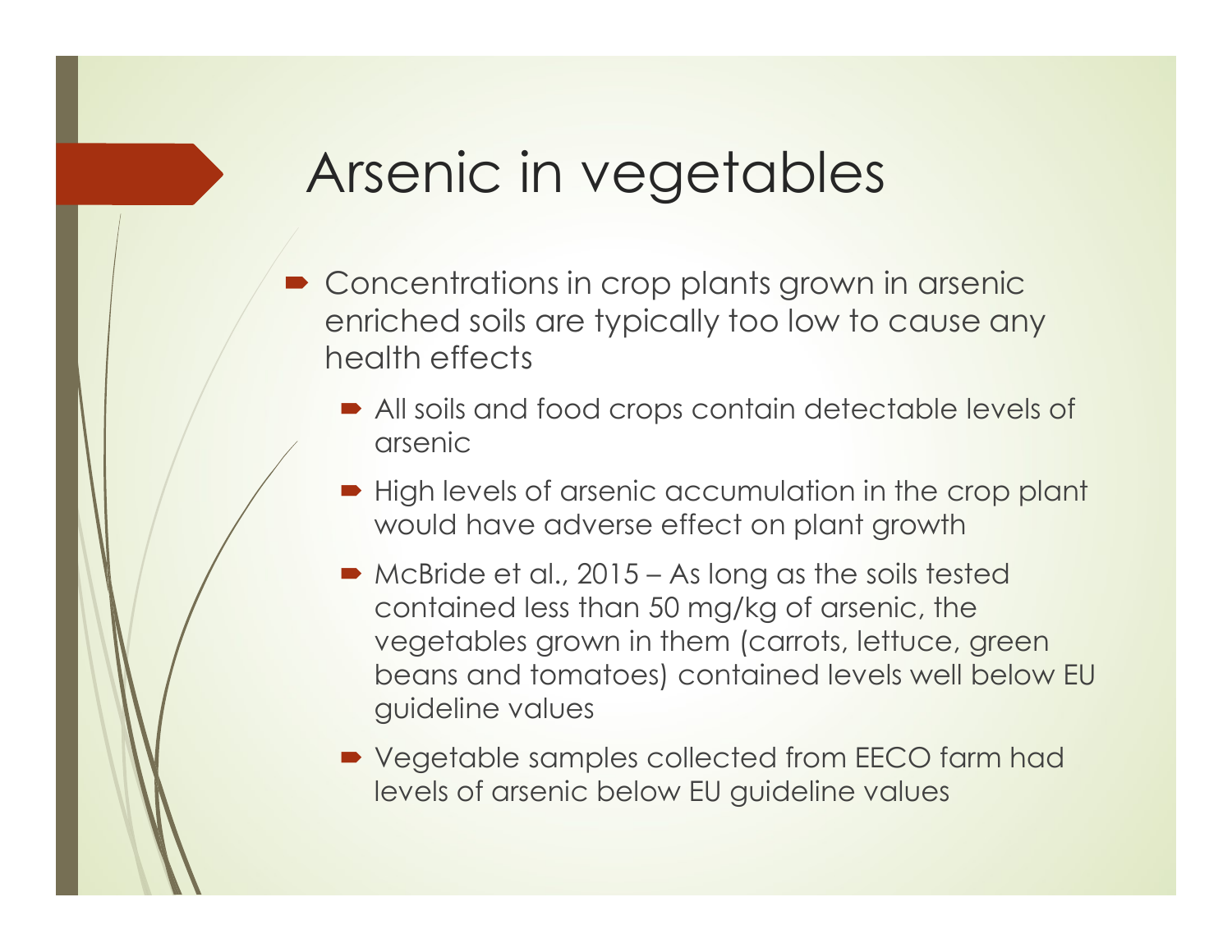# Arsenic in vegetables

- Concentrations in crop plants grown in arsenic enriched soils are typically too low to cause any health effects
  - All soils and food crops contain detectable levels of arsenic
  - High levels of arsenic accumulation in the crop plant would have adverse effect on plant growth
  - McBride et al., 2015 – As long as the soils tested contained less than 50 mg/kg of arsenic, the vegetables grown in them (carrots, lettuce, green beans and tomatoes) contained levels well below EU guideline values
  - Vegetable samples collected from EECO farm had levels of arsenic below EU guideline values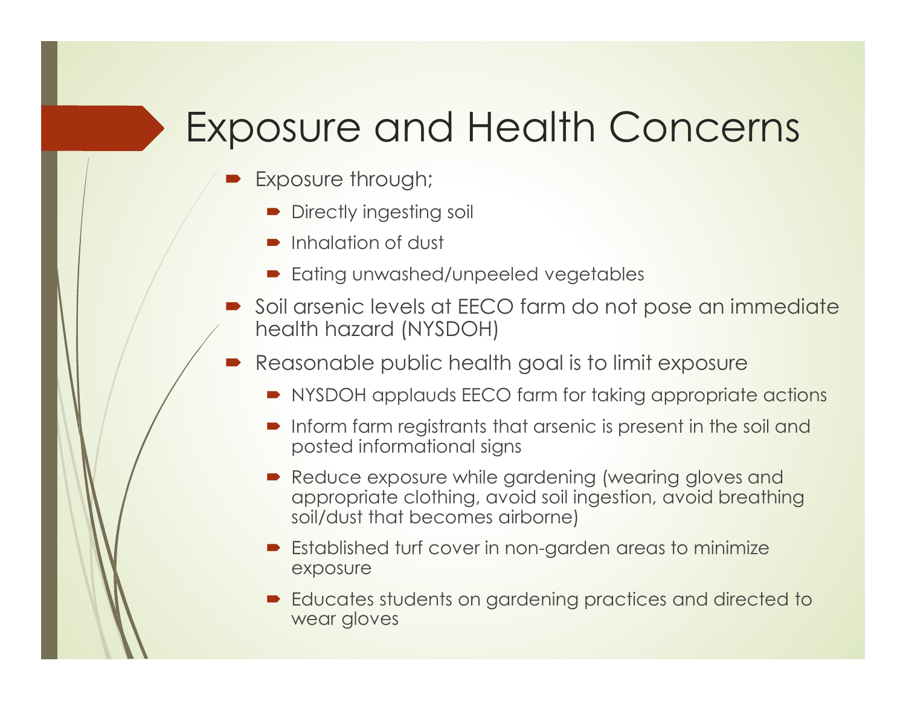# Exposure and Health Concerns

- Exposure through;
  - Directly ingesting soil
  - Inhalation of dust
  - Eating unwashed/unpeeled vegetables
- Soil arsenic levels at EECO farm do not pose an immediate health hazard (NYSDOH)
- Reasonable public health goal is to limit exposure
  - NYSDOH applauds EECO farm for taking appropriate actions
  - Inform farm registrants that arsenic is present in the soil and posted informational signs
  - Reduce exposure while gardening (wearing gloves and appropriate clothing, avoid soil ingestion, avoid breathing soil/dust that becomes airborne)
  - Established turf cover in non-garden areas to minimize exposure
  - Educates students on gardening practices and directed to wear gloves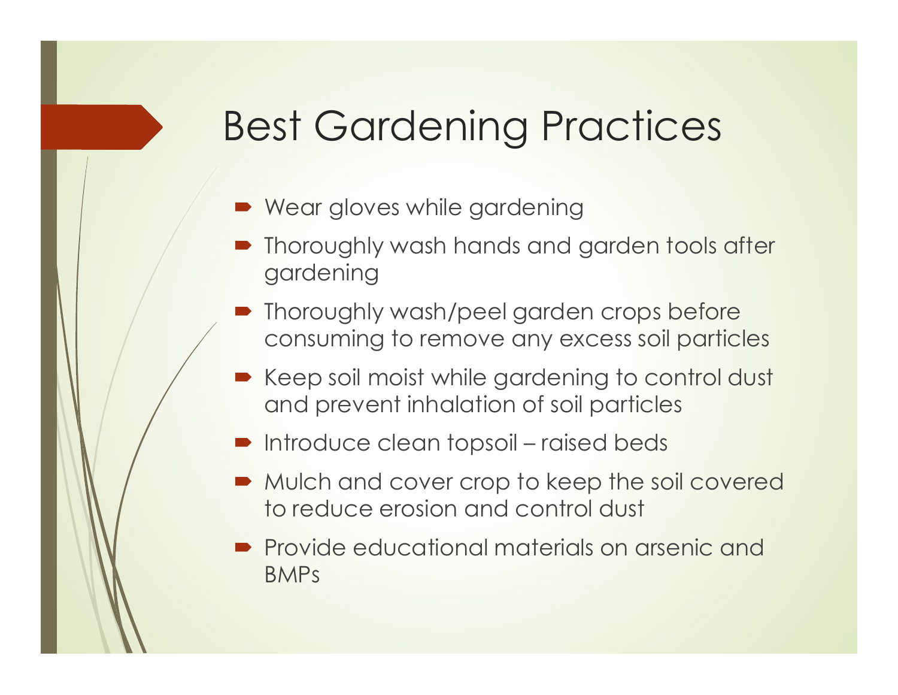# Best Gardening Practices

- Wear gloves while gardening
- Thoroughly wash hands and garden tools after gardening
- Thoroughly wash/peel garden crops before consuming to remove any excess soil particles
- Keep soil moist while gardening to control dust and prevent inhalation of soil particles
- Introduce clean topsoil – raised beds
- Mulch and cover crop to keep the soil covered to reduce erosion and control dust
- Provide educational materials on arsenic and BMPs